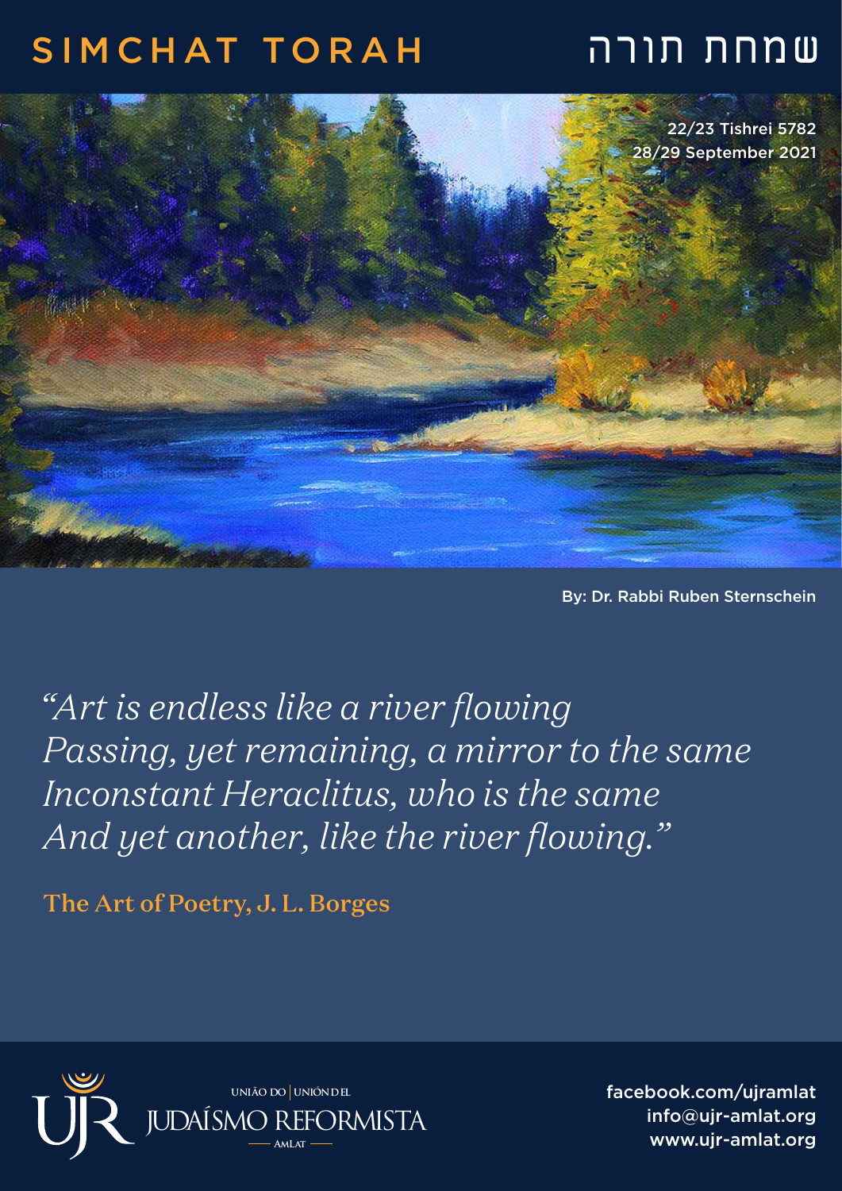# SIMCHAT TORAH

# שמחת תורה

22/23 Tishrei 5782
28/29 September 2021

By: Dr. Rabbi Ruben Sternschein

*"Art is endless like a river flowing*
*Passing, yet remaining, a mirror to the same*
*Inconstant Heraclitus, who is the same*
*And yet another, like the river flowing."*

**The Art of Poetry, J. L. Borges**

UNIÃO DO | UNIÓN DEL
JUDAÍSMO REFORMISTA
AMLAT

facebook.com/ujramlat
info@ujr-amlat.org
www.ujr-amlat.org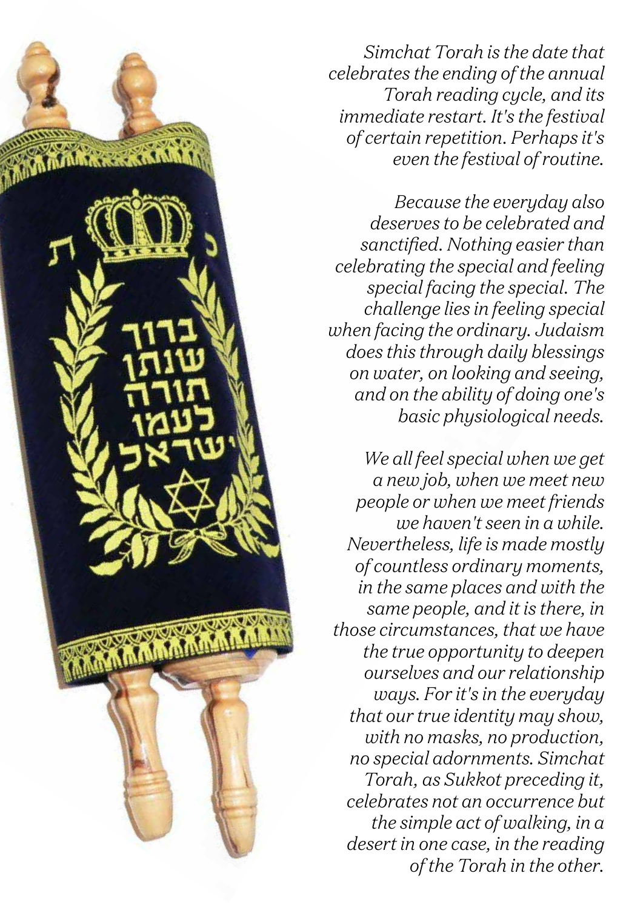*Simchat Torah is the date that celebrates the ending of the annual Torah reading cycle, and its immediate restart. It's the festival of certain repetition. Perhaps it's even the festival of routine.*

*Because the everyday also deserves to be celebrated and sanctified. Nothing easier than celebrating the special and feeling special facing the special. The challenge lies in feeling special when facing the ordinary. Judaism does this through daily blessings on water, on looking and seeing, and on the ability of doing one's basic physiological needs.*

*We all feel special when we get a new job, when we meet new people or when we meet friends we haven't seen in a while. Nevertheless, life is made mostly of countless ordinary moments, in the same places and with the same people, and it is there, in those circumstances, that we have the true opportunity to deepen ourselves and our relationship ways. For it's in the everyday that our true identity may show, with no masks, no production, no special adornments. Simchat Torah, as Sukkot preceding it, celebrates not an occurrence but the simple act of walking, in a desert in one case, in the reading of the Torah in the other.*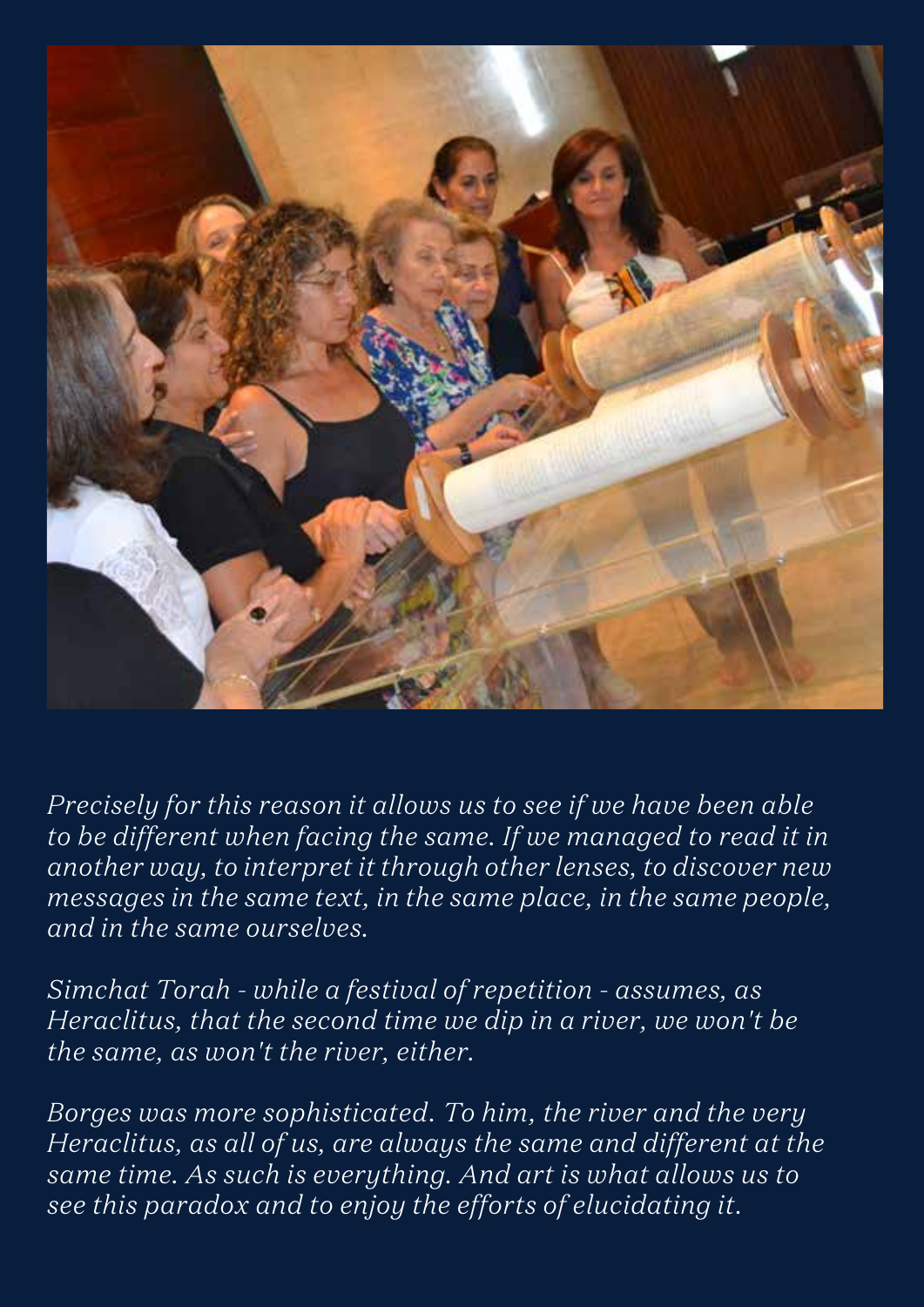*Precisely for this reason it allows us to see if we have been able to be different when facing the same. If we managed to read it in another way, to interpret it through other lenses, to discover new messages in the same text, in the same place, in the same people, and in the same ourselves.*

*Simchat Torah - while a festival of repetition - assumes, as Heraclitus, that the second time we dip in a river, we won't be the same, as won't the river, either.*

*Borges was more sophisticated. To him, the river and the very Heraclitus, as all of us, are always the same and different at the same time. As such is everything. And art is what allows us to see this paradox and to enjoy the efforts of elucidating it.*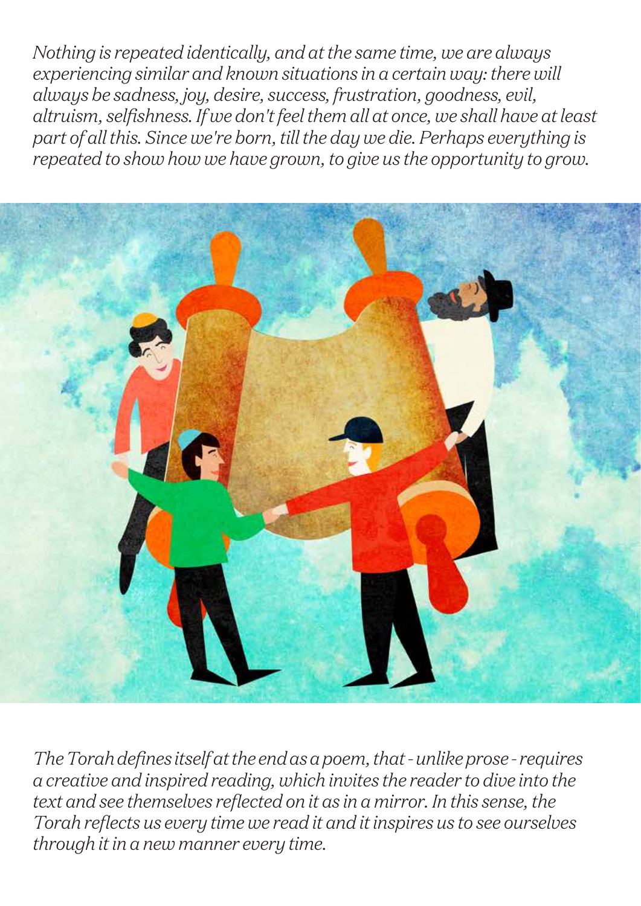*Nothing is repeated identically, and at the same time, we are always experiencing similar and known situations in a certain way: there will always be sadness, joy, desire, success, frustration, goodness, evil, altruism, selfishness. If we don't feel them all at once, we shall have at least part of all this. Since we're born, till the day we die. Perhaps everything is repeated to show how we have grown, to give us the opportunity to grow.*

*The Torah defines itself at the end as a poem, that - unlike prose - requires a creative and inspired reading, which invites the reader to dive into the text and see themselves reflected on it as in a mirror. In this sense, the Torah reflects us every time we read it and it inspires us to see ourselves through it in a new manner every time.*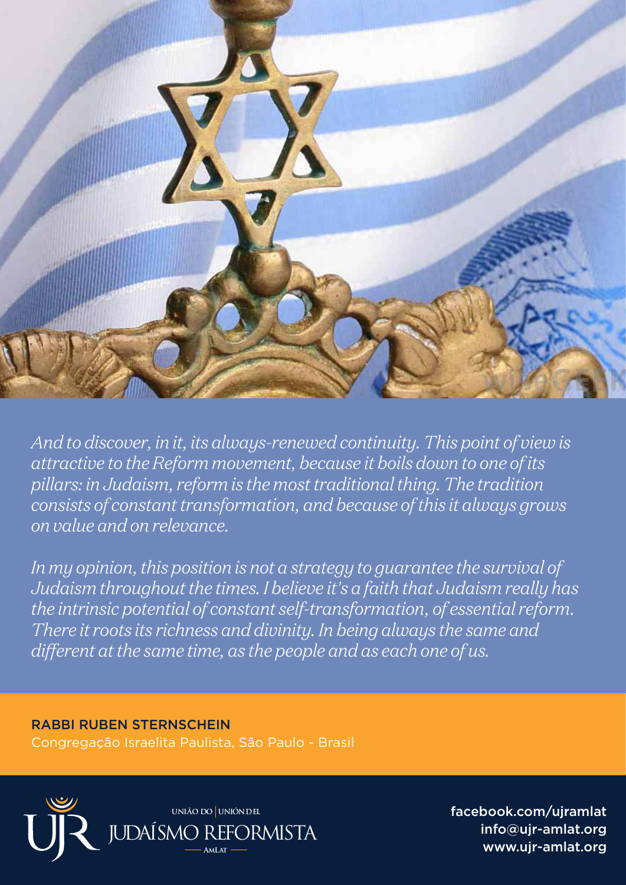*And to discover, in it, its always-renewed continuity. This point of view is attractive to the Reform movement, because it boils down to one of its pillars: in Judaism, reform is the most traditional thing. The tradition consists of constant transformation, and because of this it always grows on value and on relevance.*

*In my opinion, this position is not a strategy to guarantee the survival of Judaism throughout the times. I believe it's a faith that Judaism really has the intrinsic potential of constant self-transformation, of essential reform. There it roots its richness and divinity. In being always the same and different at the same time, as the people and as each one of us.*

**RABBI RUBEN STERNSCHEIN**
Congregação Israelita Paulista, São Paulo - Brasil

UNIÃO DO | UNIÓN DEL
JUDAÍSMO REFORMISTA
AMLAT

facebook.com/ujramlat
info@ujr-amlat.org
www.ujr-amlat.org